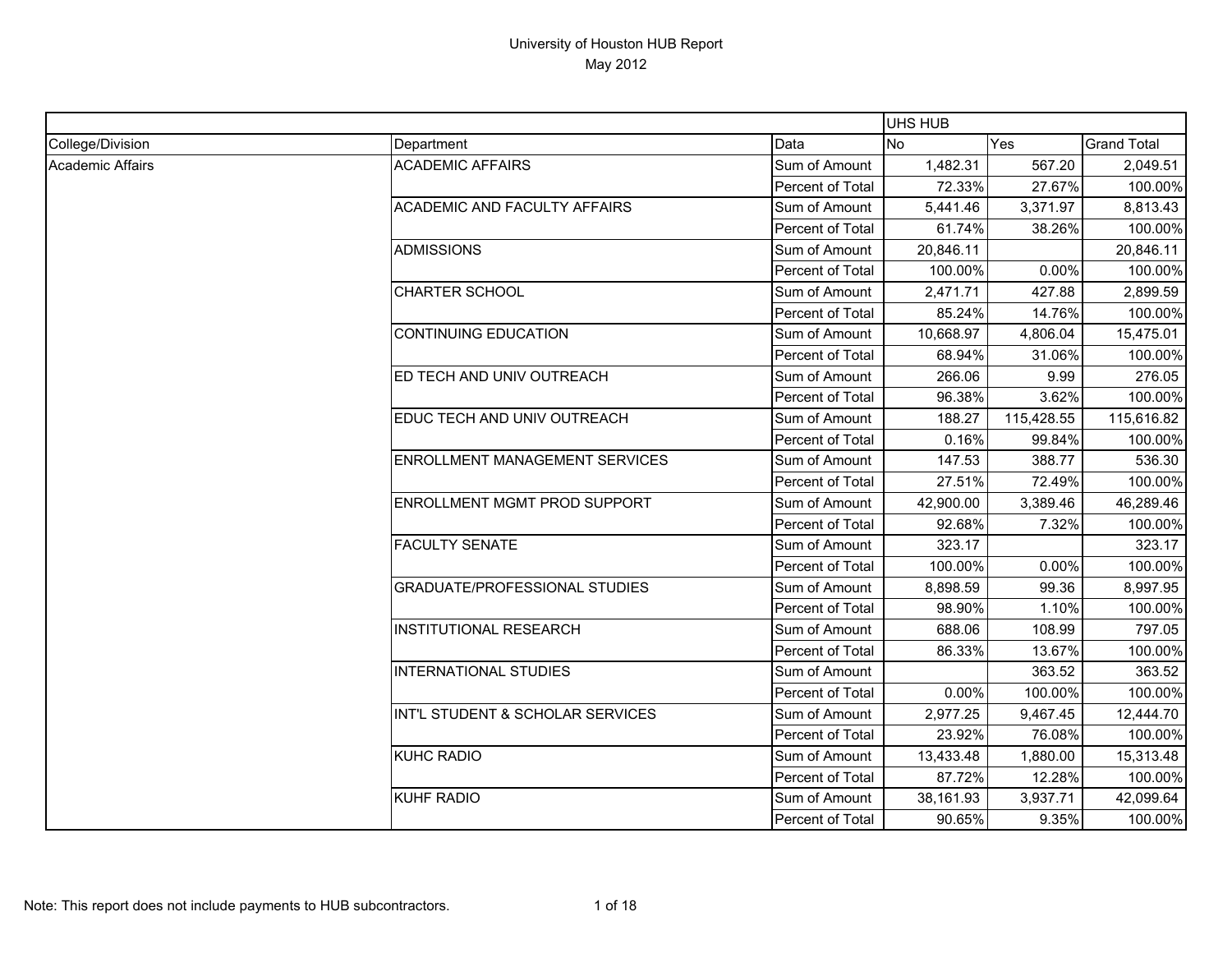# University of Houston HUB Report

May 2012

| | | | UHS HUB | | |
|---|---|---|---|---|---|
| College/Division | Department | Data | No | Yes | Grand Total |
| Academic Affairs | ACADEMIC AFFAIRS | Sum of Amount | 1,482.31 | 567.20 | 2,049.51 |
| | | Percent of Total | 72.33% | 27.67% | 100.00% |
| | ACADEMIC AND FACULTY AFFAIRS | Sum of Amount | 5,441.46 | 3,371.97 | 8,813.43 |
| | | Percent of Total | 61.74% | 38.26% | 100.00% |
| | ADMISSIONS | Sum of Amount | 20,846.11 | | 20,846.11 |
| | | Percent of Total | 100.00% | 0.00% | 100.00% |
| | CHARTER SCHOOL | Sum of Amount | 2,471.71 | 427.88 | 2,899.59 |
| | | Percent of Total | 85.24% | 14.76% | 100.00% |
| | CONTINUING EDUCATION | Sum of Amount | 10,668.97 | 4,806.04 | 15,475.01 |
| | | Percent of Total | 68.94% | 31.06% | 100.00% |
| | ED TECH AND UNIV OUTREACH | Sum of Amount | 266.06 | 9.99 | 276.05 |
| | | Percent of Total | 96.38% | 3.62% | 100.00% |
| | EDUC TECH AND UNIV OUTREACH | Sum of Amount | 188.27 | 115,428.55 | 115,616.82 |
| | | Percent of Total | 0.16% | 99.84% | 100.00% |
| | ENROLLMENT MANAGEMENT SERVICES | Sum of Amount | 147.53 | 388.77 | 536.30 |
| | | Percent of Total | 27.51% | 72.49% | 100.00% |
| | ENROLLMENT MGMT PROD SUPPORT | Sum of Amount | 42,900.00 | 3,389.46 | 46,289.46 |
| | | Percent of Total | 92.68% | 7.32% | 100.00% |
| | FACULTY SENATE | Sum of Amount | 323.17 | | 323.17 |
| | | Percent of Total | 100.00% | 0.00% | 100.00% |
| | GRADUATE/PROFESSIONAL STUDIES | Sum of Amount | 8,898.59 | 99.36 | 8,997.95 |
| | | Percent of Total | 98.90% | 1.10% | 100.00% |
| | INSTITUTIONAL RESEARCH | Sum of Amount | 688.06 | 108.99 | 797.05 |
| | | Percent of Total | 86.33% | 13.67% | 100.00% |
| | INTERNATIONAL STUDIES | Sum of Amount | | 363.52 | 363.52 |
| | | Percent of Total | 0.00% | 100.00% | 100.00% |
| | INT'L STUDENT & SCHOLAR SERVICES | Sum of Amount | 2,977.25 | 9,467.45 | 12,444.70 |
| | | Percent of Total | 23.92% | 76.08% | 100.00% |
| | KUHC RADIO | Sum of Amount | 13,433.48 | 1,880.00 | 15,313.48 |
| | | Percent of Total | 87.72% | 12.28% | 100.00% |
| | KUHF RADIO | Sum of Amount | 38,161.93 | 3,937.71 | 42,099.64 |
| | | Percent of Total | 90.65% | 9.35% | 100.00% |

Note: This report does not include payments to HUB subcontractors.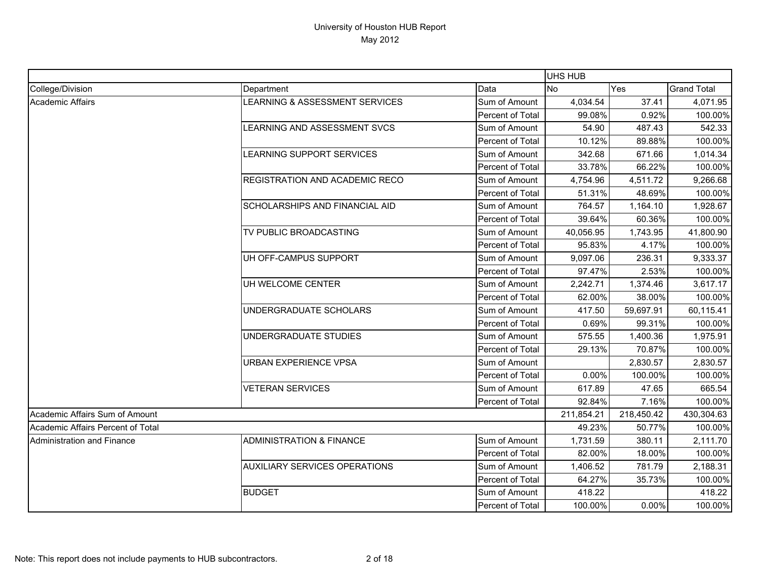# University of Houston HUB Report

May 2012

| | | | UHS HUB | | |
|---|---|---|---|---|---|
| College/Division | Department | Data | No | Yes | Grand Total |
| Academic Affairs | LEARNING & ASSESSMENT SERVICES | Sum of Amount | 4,034.54 | 37.41 | 4,071.95 |
| | | Percent of Total | 99.08% | 0.92% | 100.00% |
| | LEARNING AND ASSESSMENT SVCS | Sum of Amount | 54.90 | 487.43 | 542.33 |
| | | Percent of Total | 10.12% | 89.88% | 100.00% |
| | LEARNING SUPPORT SERVICES | Sum of Amount | 342.68 | 671.66 | 1,014.34 |
| | | Percent of Total | 33.78% | 66.22% | 100.00% |
| | REGISTRATION AND ACADEMIC RECO | Sum of Amount | 4,754.96 | 4,511.72 | 9,266.68 |
| | | Percent of Total | 51.31% | 48.69% | 100.00% |
| | SCHOLARSHIPS AND FINANCIAL AID | Sum of Amount | 764.57 | 1,164.10 | 1,928.67 |
| | | Percent of Total | 39.64% | 60.36% | 100.00% |
| | TV PUBLIC BROADCASTING | Sum of Amount | 40,056.95 | 1,743.95 | 41,800.90 |
| | | Percent of Total | 95.83% | 4.17% | 100.00% |
| | UH OFF-CAMPUS SUPPORT | Sum of Amount | 9,097.06 | 236.31 | 9,333.37 |
| | | Percent of Total | 97.47% | 2.53% | 100.00% |
| | UH WELCOME CENTER | Sum of Amount | 2,242.71 | 1,374.46 | 3,617.17 |
| | | Percent of Total | 62.00% | 38.00% | 100.00% |
| | UNDERGRADUATE SCHOLARS | Sum of Amount | 417.50 | 59,697.91 | 60,115.41 |
| | | Percent of Total | 0.69% | 99.31% | 100.00% |
| | UNDERGRADUATE STUDIES | Sum of Amount | 575.55 | 1,400.36 | 1,975.91 |
| | | Percent of Total | 29.13% | 70.87% | 100.00% |
| | URBAN EXPERIENCE VPSA | Sum of Amount | | 2,830.57 | 2,830.57 |
| | | Percent of Total | 0.00% | 100.00% | 100.00% |
| | VETERAN SERVICES | Sum of Amount | 617.89 | 47.65 | 665.54 |
| | | Percent of Total | 92.84% | 7.16% | 100.00% |
| Academic Affairs Sum of Amount | | | 211,854.21 | 218,450.42 | 430,304.63 |
| Academic Affairs Percent of Total | | | 49.23% | 50.77% | 100.00% |
| Administration and Finance | ADMINISTRATION & FINANCE | Sum of Amount | 1,731.59 | 380.11 | 2,111.70 |
| | | Percent of Total | 82.00% | 18.00% | 100.00% |
| | AUXILIARY SERVICES OPERATIONS | Sum of Amount | 1,406.52 | 781.79 | 2,188.31 |
| | | Percent of Total | 64.27% | 35.73% | 100.00% |
| | BUDGET | Sum of Amount | 418.22 | | 418.22 |
| | | Percent of Total | 100.00% | 0.00% | 100.00% |

Note: This report does not include payments to HUB subcontractors.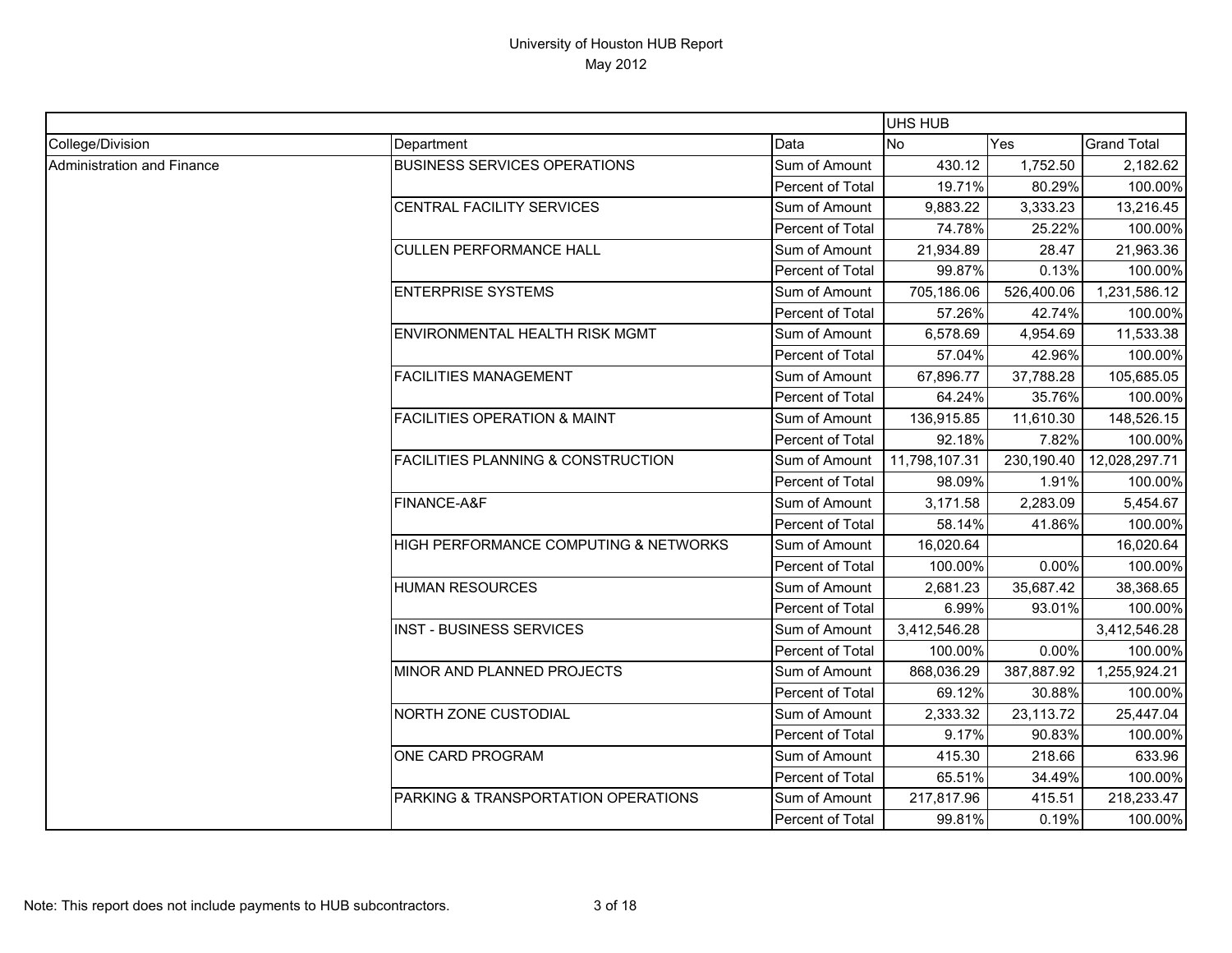# University of Houston HUB Report

May 2012

| | | | UHS HUB | | |
|---|---|---|---|---|---|
| College/Division | Department | Data | No | Yes | Grand Total |
| Administration and Finance | BUSINESS SERVICES OPERATIONS | Sum of Amount | 430.12 | 1,752.50 | 2,182.62 |
| | | Percent of Total | 19.71% | 80.29% | 100.00% |
| | CENTRAL FACILITY SERVICES | Sum of Amount | 9,883.22 | 3,333.23 | 13,216.45 |
| | | Percent of Total | 74.78% | 25.22% | 100.00% |
| | CULLEN PERFORMANCE HALL | Sum of Amount | 21,934.89 | 28.47 | 21,963.36 |
| | | Percent of Total | 99.87% | 0.13% | 100.00% |
| | ENTERPRISE SYSTEMS | Sum of Amount | 705,186.06 | 526,400.06 | 1,231,586.12 |
| | | Percent of Total | 57.26% | 42.74% | 100.00% |
| | ENVIRONMENTAL HEALTH RISK MGMT | Sum of Amount | 6,578.69 | 4,954.69 | 11,533.38 |
| | | Percent of Total | 57.04% | 42.96% | 100.00% |
| | FACILITIES MANAGEMENT | Sum of Amount | 67,896.77 | 37,788.28 | 105,685.05 |
| | | Percent of Total | 64.24% | 35.76% | 100.00% |
| | FACILITIES OPERATION & MAINT | Sum of Amount | 136,915.85 | 11,610.30 | 148,526.15 |
| | | Percent of Total | 92.18% | 7.82% | 100.00% |
| | FACILITIES PLANNING & CONSTRUCTION | Sum of Amount | 11,798,107.31 | 230,190.40 | 12,028,297.71 |
| | | Percent of Total | 98.09% | 1.91% | 100.00% |
| | FINANCE-A&F | Sum of Amount | 3,171.58 | 2,283.09 | 5,454.67 |
| | | Percent of Total | 58.14% | 41.86% | 100.00% |
| | HIGH PERFORMANCE COMPUTING & NETWORKS | Sum of Amount | 16,020.64 | | 16,020.64 |
| | | Percent of Total | 100.00% | 0.00% | 100.00% |
| | HUMAN RESOURCES | Sum of Amount | 2,681.23 | 35,687.42 | 38,368.65 |
| | | Percent of Total | 6.99% | 93.01% | 100.00% |
| | INST - BUSINESS SERVICES | Sum of Amount | 3,412,546.28 | | 3,412,546.28 |
| | | Percent of Total | 100.00% | 0.00% | 100.00% |
| | MINOR AND PLANNED PROJECTS | Sum of Amount | 868,036.29 | 387,887.92 | 1,255,924.21 |
| | | Percent of Total | 69.12% | 30.88% | 100.00% |
| | NORTH ZONE CUSTODIAL | Sum of Amount | 2,333.32 | 23,113.72 | 25,447.04 |
| | | Percent of Total | 9.17% | 90.83% | 100.00% |
| | ONE CARD PROGRAM | Sum of Amount | 415.30 | 218.66 | 633.96 |
| | | Percent of Total | 65.51% | 34.49% | 100.00% |
| | PARKING & TRANSPORTATION OPERATIONS | Sum of Amount | 217,817.96 | 415.51 | 218,233.47 |
| | | Percent of Total | 99.81% | 0.19% | 100.00% |

Note: This report does not include payments to HUB subcontractors.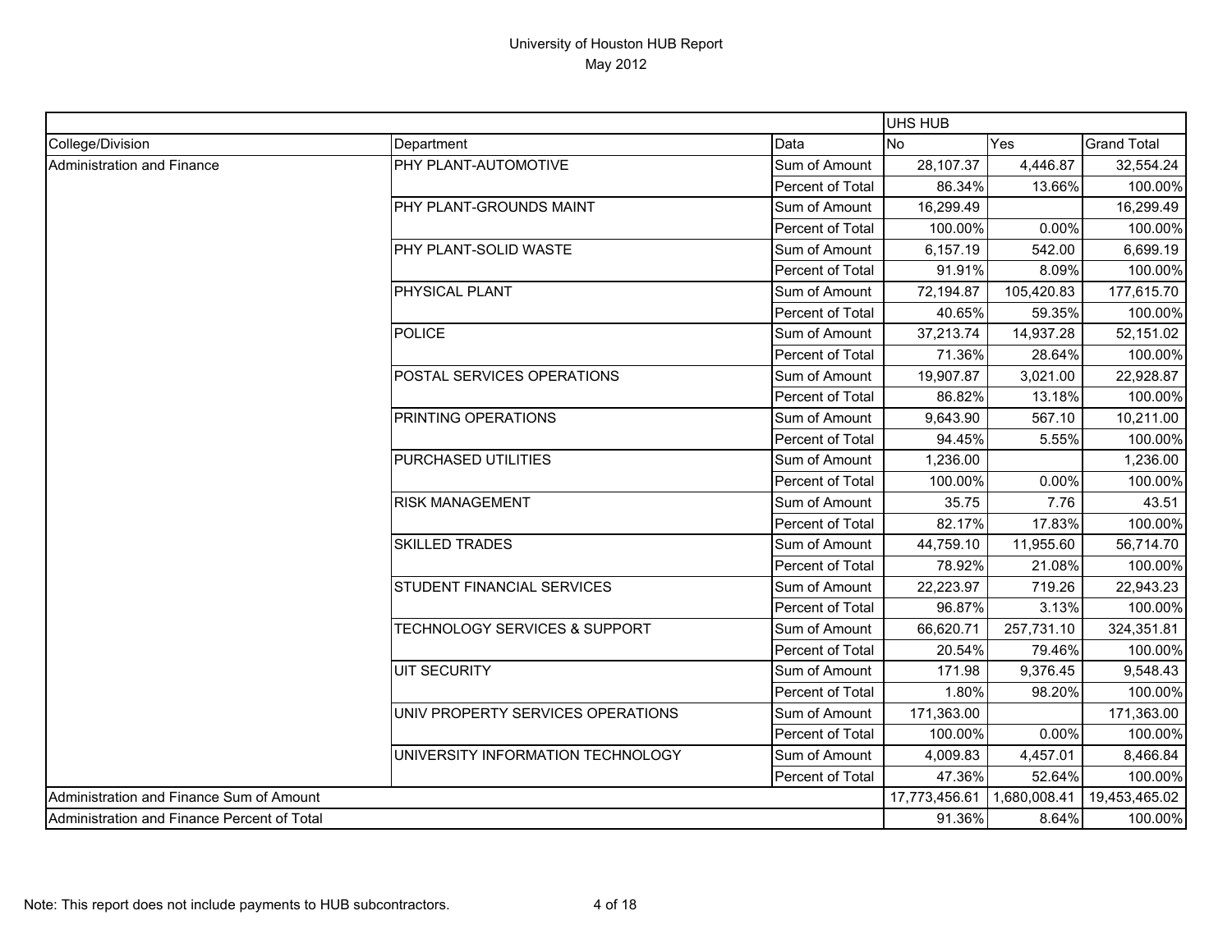# University of Houston HUB Report

May 2012

| | | | UHS HUB | | |
|---|---|---|---|---|---|
| College/Division | Department | Data | No | Yes | Grand Total |
| Administration and Finance | PHY PLANT-AUTOMOTIVE | Sum of Amount | 28,107.37 | 4,446.87 | 32,554.24 |
| | | Percent of Total | 86.34% | 13.66% | 100.00% |
| | PHY PLANT-GROUNDS MAINT | Sum of Amount | 16,299.49 | | 16,299.49 |
| | | Percent of Total | 100.00% | 0.00% | 100.00% |
| | PHY PLANT-SOLID WASTE | Sum of Amount | 6,157.19 | 542.00 | 6,699.19 |
| | | Percent of Total | 91.91% | 8.09% | 100.00% |
| | PHYSICAL PLANT | Sum of Amount | 72,194.87 | 105,420.83 | 177,615.70 |
| | | Percent of Total | 40.65% | 59.35% | 100.00% |
| | POLICE | Sum of Amount | 37,213.74 | 14,937.28 | 52,151.02 |
| | | Percent of Total | 71.36% | 28.64% | 100.00% |
| | POSTAL SERVICES OPERATIONS | Sum of Amount | 19,907.87 | 3,021.00 | 22,928.87 |
| | | Percent of Total | 86.82% | 13.18% | 100.00% |
| | PRINTING OPERATIONS | Sum of Amount | 9,643.90 | 567.10 | 10,211.00 |
| | | Percent of Total | 94.45% | 5.55% | 100.00% |
| | PURCHASED UTILITIES | Sum of Amount | 1,236.00 | | 1,236.00 |
| | | Percent of Total | 100.00% | 0.00% | 100.00% |
| | RISK MANAGEMENT | Sum of Amount | 35.75 | 7.76 | 43.51 |
| | | Percent of Total | 82.17% | 17.83% | 100.00% |
| | SKILLED TRADES | Sum of Amount | 44,759.10 | 11,955.60 | 56,714.70 |
| | | Percent of Total | 78.92% | 21.08% | 100.00% |
| | STUDENT FINANCIAL SERVICES | Sum of Amount | 22,223.97 | 719.26 | 22,943.23 |
| | | Percent of Total | 96.87% | 3.13% | 100.00% |
| | TECHNOLOGY SERVICES & SUPPORT | Sum of Amount | 66,620.71 | 257,731.10 | 324,351.81 |
| | | Percent of Total | 20.54% | 79.46% | 100.00% |
| | UIT SECURITY | Sum of Amount | 171.98 | 9,376.45 | 9,548.43 |
| | | Percent of Total | 1.80% | 98.20% | 100.00% |
| | UNIV PROPERTY SERVICES OPERATIONS | Sum of Amount | 171,363.00 | | 171,363.00 |
| | | Percent of Total | 100.00% | 0.00% | 100.00% |
| | UNIVERSITY INFORMATION TECHNOLOGY | Sum of Amount | 4,009.83 | 4,457.01 | 8,466.84 |
| | | Percent of Total | 47.36% | 52.64% | 100.00% |
| Administration and Finance Sum of Amount | | | 17,773,456.61 | 1,680,008.41 | 19,453,465.02 |
| Administration and Finance Percent of Total | | | 91.36% | 8.64% | 100.00% |

Note: This report does not include payments to HUB subcontractors.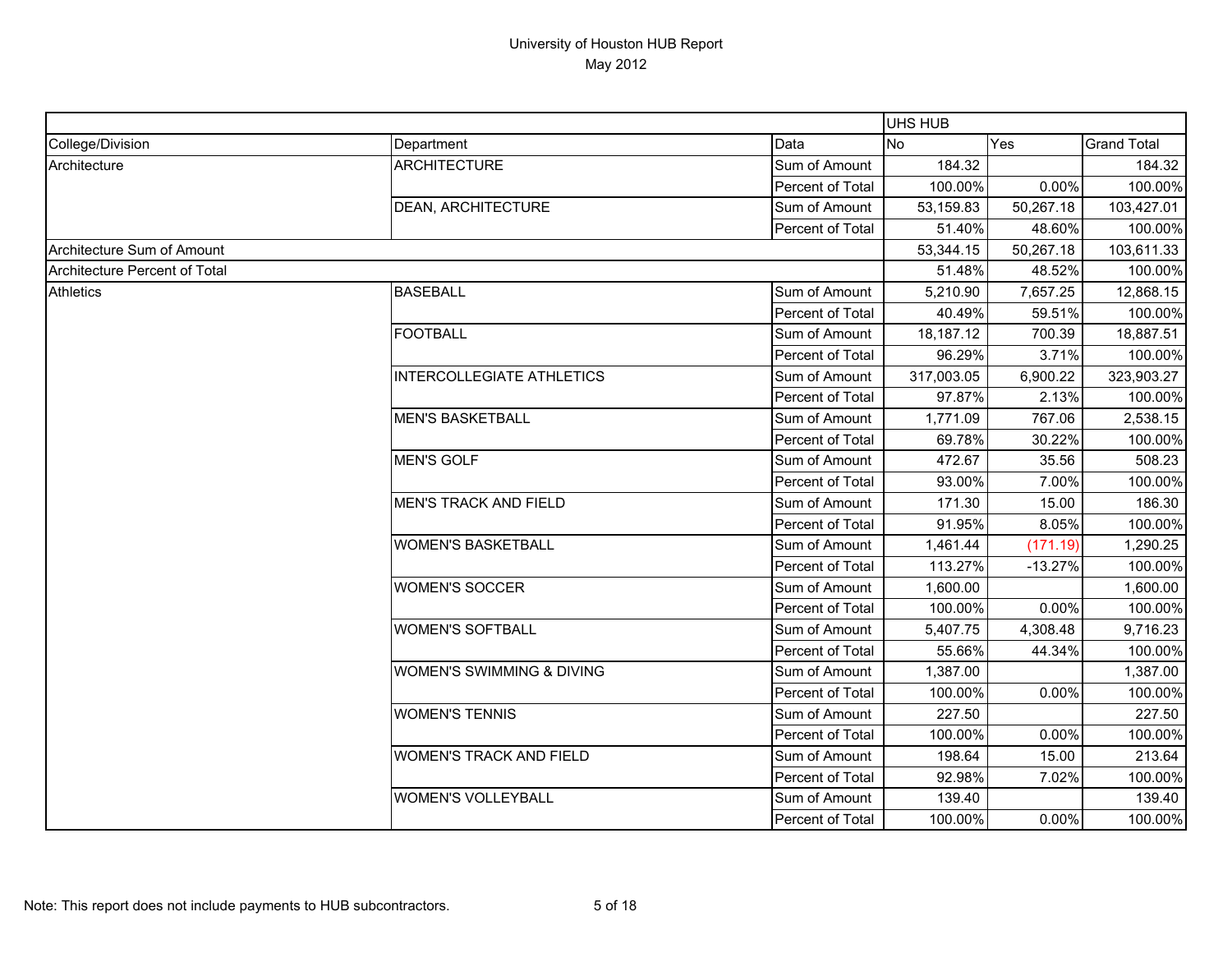University of Houston HUB Report
May 2012

| | | | UHS HUB | | |
|---|---|---|---|---|---|
| College/Division | Department | Data | No | Yes | Grand Total |
| Architecture | ARCHITECTURE | Sum of Amount | 184.32 | | 184.32 |
| | | Percent of Total | 100.00% | 0.00% | 100.00% |
| | DEAN, ARCHITECTURE | Sum of Amount | 53,159.83 | 50,267.18 | 103,427.01 |
| | | Percent of Total | 51.40% | 48.60% | 100.00% |
| Architecture Sum of Amount | | | 53,344.15 | 50,267.18 | 103,611.33 |
| Architecture Percent of Total | | | 51.48% | 48.52% | 100.00% |
| Athletics | BASEBALL | Sum of Amount | 5,210.90 | 7,657.25 | 12,868.15 |
| | | Percent of Total | 40.49% | 59.51% | 100.00% |
| | FOOTBALL | Sum of Amount | 18,187.12 | 700.39 | 18,887.51 |
| | | Percent of Total | 96.29% | 3.71% | 100.00% |
| | INTERCOLLEGIATE ATHLETICS | Sum of Amount | 317,003.05 | 6,900.22 | 323,903.27 |
| | | Percent of Total | 97.87% | 2.13% | 100.00% |
| | MEN'S BASKETBALL | Sum of Amount | 1,771.09 | 767.06 | 2,538.15 |
| | | Percent of Total | 69.78% | 30.22% | 100.00% |
| | MEN'S GOLF | Sum of Amount | 472.67 | 35.56 | 508.23 |
| | | Percent of Total | 93.00% | 7.00% | 100.00% |
| | MEN'S TRACK AND FIELD | Sum of Amount | 171.30 | 15.00 | 186.30 |
| | | Percent of Total | 91.95% | 8.05% | 100.00% |
| | WOMEN'S BASKETBALL | Sum of Amount | 1,461.44 | (171.19) | 1,290.25 |
| | | Percent of Total | 113.27% | -13.27% | 100.00% |
| | WOMEN'S SOCCER | Sum of Amount | 1,600.00 | | 1,600.00 |
| | | Percent of Total | 100.00% | 0.00% | 100.00% |
| | WOMEN'S SOFTBALL | Sum of Amount | 5,407.75 | 4,308.48 | 9,716.23 |
| | | Percent of Total | 55.66% | 44.34% | 100.00% |
| | WOMEN'S SWIMMING & DIVING | Sum of Amount | 1,387.00 | | 1,387.00 |
| | | Percent of Total | 100.00% | 0.00% | 100.00% |
| | WOMEN'S TENNIS | Sum of Amount | 227.50 | | 227.50 |
| | | Percent of Total | 100.00% | 0.00% | 100.00% |
| | WOMEN'S TRACK AND FIELD | Sum of Amount | 198.64 | 15.00 | 213.64 |
| | | Percent of Total | 92.98% | 7.02% | 100.00% |
| | WOMEN'S VOLLEYBALL | Sum of Amount | 139.40 | | 139.40 |
| | | Percent of Total | 100.00% | 0.00% | 100.00% |

Note: This report does not include payments to HUB subcontractors.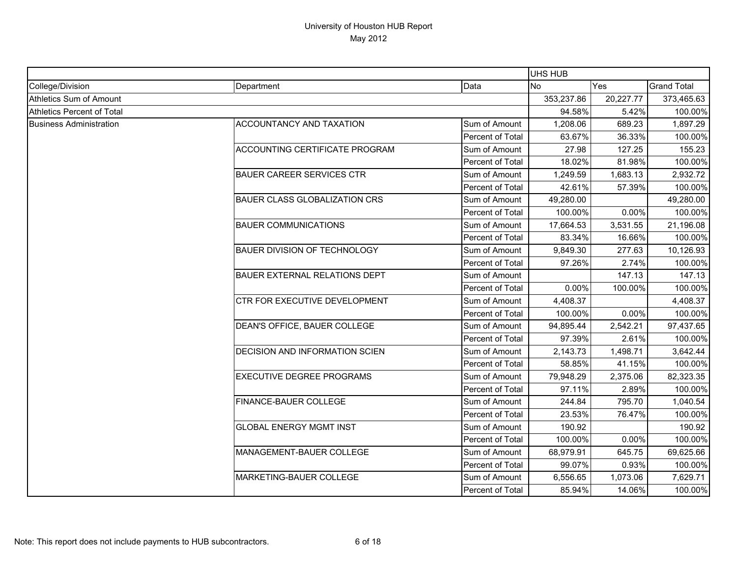# University of Houston HUB Report
May 2012

| | | | UHS HUB | | |
|---|---|---|---|---|---|
| College/Division | Department | Data | No | Yes | Grand Total |
| Athletics Sum of Amount | | | 353,237.86 | 20,227.77 | 373,465.63 |
| Athletics Percent of Total | | | 94.58% | 5.42% | 100.00% |
| Business Administration | ACCOUNTANCY AND TAXATION | Sum of Amount | 1,208.06 | 689.23 | 1,897.29 |
| | | Percent of Total | 63.67% | 36.33% | 100.00% |
| | ACCOUNTING CERTIFICATE PROGRAM | Sum of Amount | 27.98 | 127.25 | 155.23 |
| | | Percent of Total | 18.02% | 81.98% | 100.00% |
| | BAUER CAREER SERVICES CTR | Sum of Amount | 1,249.59 | 1,683.13 | 2,932.72 |
| | | Percent of Total | 42.61% | 57.39% | 100.00% |
| | BAUER CLASS GLOBALIZATION CRS | Sum of Amount | 49,280.00 | | 49,280.00 |
| | | Percent of Total | 100.00% | 0.00% | 100.00% |
| | BAUER COMMUNICATIONS | Sum of Amount | 17,664.53 | 3,531.55 | 21,196.08 |
| | | Percent of Total | 83.34% | 16.66% | 100.00% |
| | BAUER DIVISION OF TECHNOLOGY | Sum of Amount | 9,849.30 | 277.63 | 10,126.93 |
| | | Percent of Total | 97.26% | 2.74% | 100.00% |
| | BAUER EXTERNAL RELATIONS DEPT | Sum of Amount | | 147.13 | 147.13 |
| | | Percent of Total | 0.00% | 100.00% | 100.00% |
| | CTR FOR EXECUTIVE DEVELOPMENT | Sum of Amount | 4,408.37 | | 4,408.37 |
| | | Percent of Total | 100.00% | 0.00% | 100.00% |
| | DEAN'S OFFICE, BAUER COLLEGE | Sum of Amount | 94,895.44 | 2,542.21 | 97,437.65 |
| | | Percent of Total | 97.39% | 2.61% | 100.00% |
| | DECISION AND INFORMATION SCIEN | Sum of Amount | 2,143.73 | 1,498.71 | 3,642.44 |
| | | Percent of Total | 58.85% | 41.15% | 100.00% |
| | EXECUTIVE DEGREE PROGRAMS | Sum of Amount | 79,948.29 | 2,375.06 | 82,323.35 |
| | | Percent of Total | 97.11% | 2.89% | 100.00% |
| | FINANCE-BAUER COLLEGE | Sum of Amount | 244.84 | 795.70 | 1,040.54 |
| | | Percent of Total | 23.53% | 76.47% | 100.00% |
| | GLOBAL ENERGY MGMT INST | Sum of Amount | 190.92 | | 190.92 |
| | | Percent of Total | 100.00% | 0.00% | 100.00% |
| | MANAGEMENT-BAUER COLLEGE | Sum of Amount | 68,979.91 | 645.75 | 69,625.66 |
| | | Percent of Total | 99.07% | 0.93% | 100.00% |
| | MARKETING-BAUER COLLEGE | Sum of Amount | 6,556.65 | 1,073.06 | 7,629.71 |
| | | Percent of Total | 85.94% | 14.06% | 100.00% |

Note: This report does not include payments to HUB subcontractors.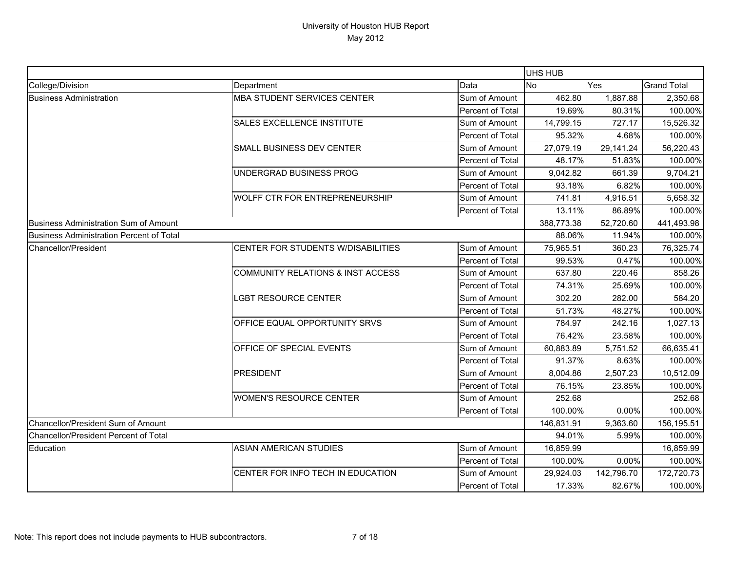# University of Houston HUB Report
May 2012

| | | | UHS HUB | | |
|---|---|---|---|---|---|
| College/Division | Department | Data | No | Yes | Grand Total |
| Business Administration | MBA STUDENT SERVICES CENTER | Sum of Amount | 462.80 | 1,887.88 | 2,350.68 |
| | | Percent of Total | 19.69% | 80.31% | 100.00% |
| | SALES EXCELLENCE INSTITUTE | Sum of Amount | 14,799.15 | 727.17 | 15,526.32 |
| | | Percent of Total | 95.32% | 4.68% | 100.00% |
| | SMALL BUSINESS DEV CENTER | Sum of Amount | 27,079.19 | 29,141.24 | 56,220.43 |
| | | Percent of Total | 48.17% | 51.83% | 100.00% |
| | UNDERGRAD BUSINESS PROG | Sum of Amount | 9,042.82 | 661.39 | 9,704.21 |
| | | Percent of Total | 93.18% | 6.82% | 100.00% |
| | WOLFF CTR FOR ENTREPRENEURSHIP | Sum of Amount | 741.81 | 4,916.51 | 5,658.32 |
| | | Percent of Total | 13.11% | 86.89% | 100.00% |
| Business Administration Sum of Amount | | | 388,773.38 | 52,720.60 | 441,493.98 |
| Business Administration Percent of Total | | | 88.06% | 11.94% | 100.00% |
| Chancellor/President | CENTER FOR STUDENTS W/DISABILITIES | Sum of Amount | 75,965.51 | 360.23 | 76,325.74 |
| | | Percent of Total | 99.53% | 0.47% | 100.00% |
| | COMMUNITY RELATIONS & INST ACCESS | Sum of Amount | 637.80 | 220.46 | 858.26 |
| | | Percent of Total | 74.31% | 25.69% | 100.00% |
| | LGBT RESOURCE CENTER | Sum of Amount | 302.20 | 282.00 | 584.20 |
| | | Percent of Total | 51.73% | 48.27% | 100.00% |
| | OFFICE EQUAL OPPORTUNITY SRVS | Sum of Amount | 784.97 | 242.16 | 1,027.13 |
| | | Percent of Total | 76.42% | 23.58% | 100.00% |
| | OFFICE OF SPECIAL EVENTS | Sum of Amount | 60,883.89 | 5,751.52 | 66,635.41 |
| | | Percent of Total | 91.37% | 8.63% | 100.00% |
| | PRESIDENT | Sum of Amount | 8,004.86 | 2,507.23 | 10,512.09 |
| | | Percent of Total | 76.15% | 23.85% | 100.00% |
| | WOMEN'S RESOURCE CENTER | Sum of Amount | 252.68 | | 252.68 |
| | | Percent of Total | 100.00% | 0.00% | 100.00% |
| Chancellor/President Sum of Amount | | | 146,831.91 | 9,363.60 | 156,195.51 |
| Chancellor/President Percent of Total | | | 94.01% | 5.99% | 100.00% |
| Education | ASIAN AMERICAN STUDIES | Sum of Amount | 16,859.99 | | 16,859.99 |
| | | Percent of Total | 100.00% | 0.00% | 100.00% |
| | CENTER FOR INFO TECH IN EDUCATION | Sum of Amount | 29,924.03 | 142,796.70 | 172,720.73 |
| | | Percent of Total | 17.33% | 82.67% | 100.00% |

Note: This report does not include payments to HUB subcontractors.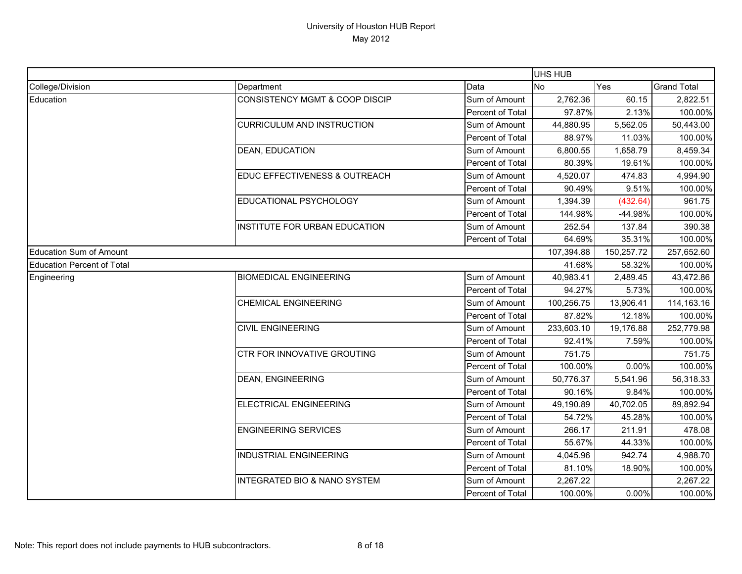# University of Houston HUB Report
May 2012

| | | | UHS HUB | | |
|---|---|---|---|---|---|
| College/Division | Department | Data | No | Yes | Grand Total |
| Education | CONSISTENCY MGMT & COOP DISCIP | Sum of Amount | 2,762.36 | 60.15 | 2,822.51 |
| | | Percent of Total | 97.87% | 2.13% | 100.00% |
| | CURRICULUM AND INSTRUCTION | Sum of Amount | 44,880.95 | 5,562.05 | 50,443.00 |
| | | Percent of Total | 88.97% | 11.03% | 100.00% |
| | DEAN, EDUCATION | Sum of Amount | 6,800.55 | 1,658.79 | 8,459.34 |
| | | Percent of Total | 80.39% | 19.61% | 100.00% |
| | EDUC EFFECTIVENESS & OUTREACH | Sum of Amount | 4,520.07 | 474.83 | 4,994.90 |
| | | Percent of Total | 90.49% | 9.51% | 100.00% |
| | EDUCATIONAL PSYCHOLOGY | Sum of Amount | 1,394.39 | (432.64) | 961.75 |
| | | Percent of Total | 144.98% | -44.98% | 100.00% |
| | INSTITUTE FOR URBAN EDUCATION | Sum of Amount | 252.54 | 137.84 | 390.38 |
| | | Percent of Total | 64.69% | 35.31% | 100.00% |
| Education Sum of Amount | | | 107,394.88 | 150,257.72 | 257,652.60 |
| Education Percent of Total | | | 41.68% | 58.32% | 100.00% |
| Engineering | BIOMEDICAL ENGINEERING | Sum of Amount | 40,983.41 | 2,489.45 | 43,472.86 |
| | | Percent of Total | 94.27% | 5.73% | 100.00% |
| | CHEMICAL ENGINEERING | Sum of Amount | 100,256.75 | 13,906.41 | 114,163.16 |
| | | Percent of Total | 87.82% | 12.18% | 100.00% |
| | CIVIL ENGINEERING | Sum of Amount | 233,603.10 | 19,176.88 | 252,779.98 |
| | | Percent of Total | 92.41% | 7.59% | 100.00% |
| | CTR FOR INNOVATIVE GROUTING | Sum of Amount | 751.75 | | 751.75 |
| | | Percent of Total | 100.00% | 0.00% | 100.00% |
| | DEAN, ENGINEERING | Sum of Amount | 50,776.37 | 5,541.96 | 56,318.33 |
| | | Percent of Total | 90.16% | 9.84% | 100.00% |
| | ELECTRICAL ENGINEERING | Sum of Amount | 49,190.89 | 40,702.05 | 89,892.94 |
| | | Percent of Total | 54.72% | 45.28% | 100.00% |
| | ENGINEERING SERVICES | Sum of Amount | 266.17 | 211.91 | 478.08 |
| | | Percent of Total | 55.67% | 44.33% | 100.00% |
| | INDUSTRIAL ENGINEERING | Sum of Amount | 4,045.96 | 942.74 | 4,988.70 |
| | | Percent of Total | 81.10% | 18.90% | 100.00% |
| | INTEGRATED BIO & NANO SYSTEM | Sum of Amount | 2,267.22 | | 2,267.22 |
| | | Percent of Total | 100.00% | 0.00% | 100.00% |

Note: This report does not include payments to HUB subcontractors.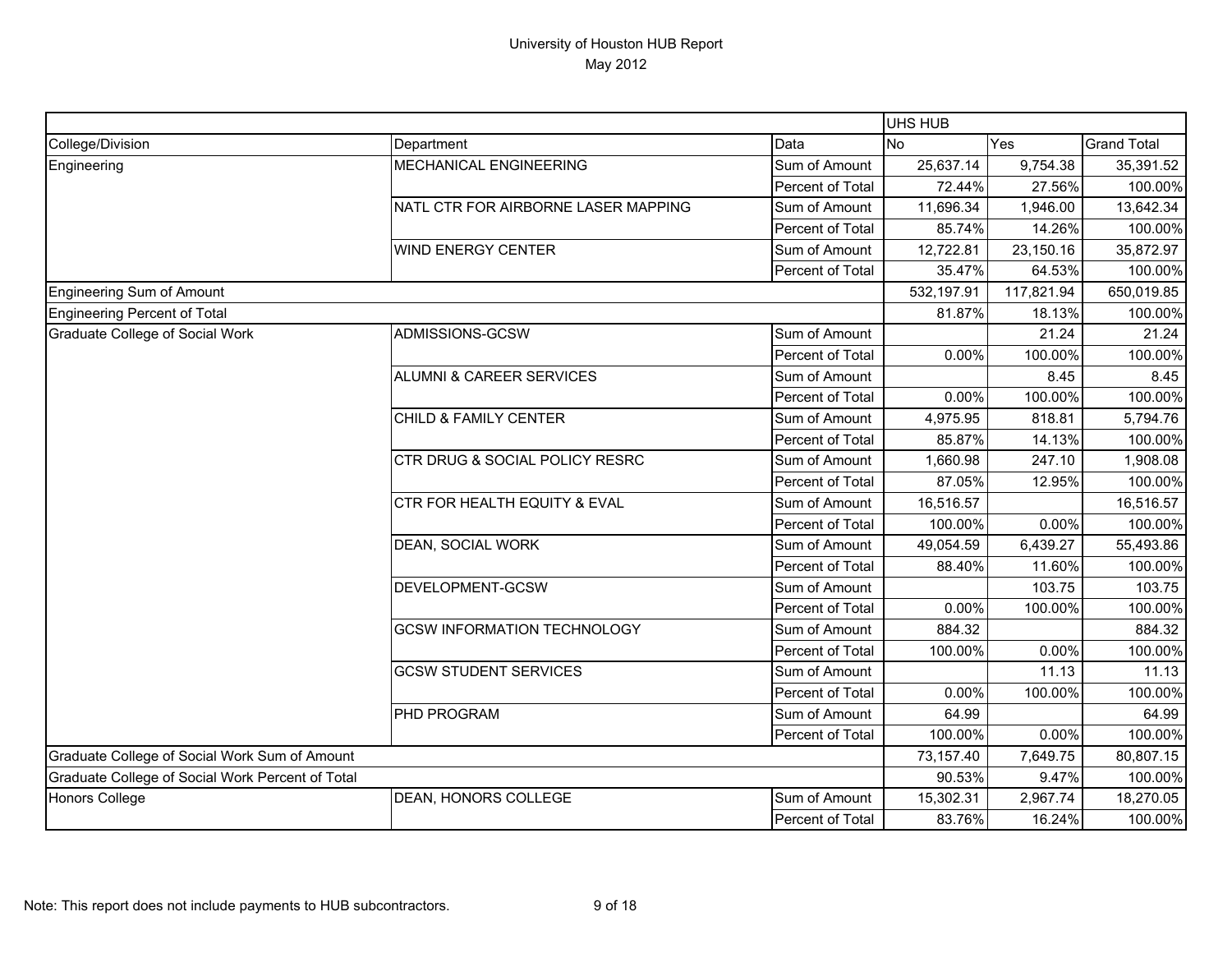# University of Houston HUB Report
May 2012

| College/Division | Department | Data | UHS HUB No | Yes | Grand Total |
|---|---|---|---|---|---|
| Engineering | MECHANICAL ENGINEERING | Sum of Amount | 25,637.14 | 9,754.38 | 35,391.52 |
| | | Percent of Total | 72.44% | 27.56% | 100.00% |
| | NATL CTR FOR AIRBORNE LASER MAPPING | Sum of Amount | 11,696.34 | 1,946.00 | 13,642.34 |
| | | Percent of Total | 85.74% | 14.26% | 100.00% |
| | WIND ENERGY CENTER | Sum of Amount | 12,722.81 | 23,150.16 | 35,872.97 |
| | | Percent of Total | 35.47% | 64.53% | 100.00% |
| Engineering Sum of Amount | | | 532,197.91 | 117,821.94 | 650,019.85 |
| Engineering Percent of Total | | | 81.87% | 18.13% | 100.00% |
| Graduate College of Social Work | ADMISSIONS-GCSW | Sum of Amount | | 21.24 | 21.24 |
| | | Percent of Total | 0.00% | 100.00% | 100.00% |
| | ALUMNI & CAREER SERVICES | Sum of Amount | | 8.45 | 8.45 |
| | | Percent of Total | 0.00% | 100.00% | 100.00% |
| | CHILD & FAMILY CENTER | Sum of Amount | 4,975.95 | 818.81 | 5,794.76 |
| | | Percent of Total | 85.87% | 14.13% | 100.00% |
| | CTR DRUG & SOCIAL POLICY RESRC | Sum of Amount | 1,660.98 | 247.10 | 1,908.08 |
| | | Percent of Total | 87.05% | 12.95% | 100.00% |
| | CTR FOR HEALTH EQUITY & EVAL | Sum of Amount | 16,516.57 | | 16,516.57 |
| | | Percent of Total | 100.00% | 0.00% | 100.00% |
| | DEAN, SOCIAL WORK | Sum of Amount | 49,054.59 | 6,439.27 | 55,493.86 |
| | | Percent of Total | 88.40% | 11.60% | 100.00% |
| | DEVELOPMENT-GCSW | Sum of Amount | | 103.75 | 103.75 |
| | | Percent of Total | 0.00% | 100.00% | 100.00% |
| | GCSW INFORMATION TECHNOLOGY | Sum of Amount | 884.32 | | 884.32 |
| | | Percent of Total | 100.00% | 0.00% | 100.00% |
| | GCSW STUDENT SERVICES | Sum of Amount | | 11.13 | 11.13 |
| | | Percent of Total | 0.00% | 100.00% | 100.00% |
| | PHD PROGRAM | Sum of Amount | 64.99 | | 64.99 |
| | | Percent of Total | 100.00% | 0.00% | 100.00% |
| Graduate College of Social Work Sum of Amount | | | 73,157.40 | 7,649.75 | 80,807.15 |
| Graduate College of Social Work Percent of Total | | | 90.53% | 9.47% | 100.00% |
| Honors College | DEAN, HONORS COLLEGE | Sum of Amount | 15,302.31 | 2,967.74 | 18,270.05 |
| | | Percent of Total | 83.76% | 16.24% | 100.00% |

Note: This report does not include payments to HUB subcontractors.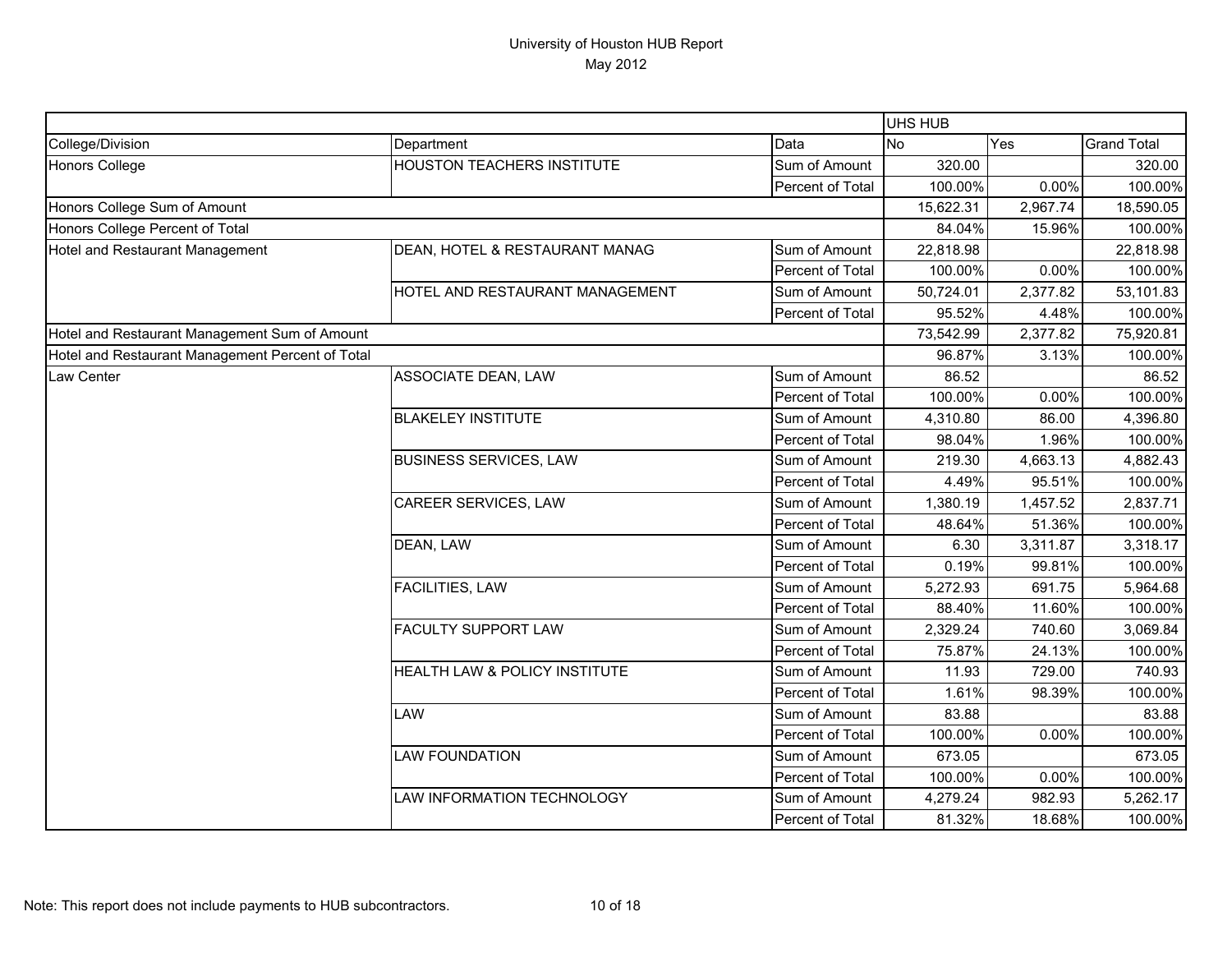# University of Houston HUB Report

May 2012

| | | | UHS HUB | | |
|---|---|---|---|---|---|
| College/Division | Department | Data | No | Yes | Grand Total |
| Honors College | HOUSTON TEACHERS INSTITUTE | Sum of Amount | 320.00 | | 320.00 |
| | | Percent of Total | 100.00% | 0.00% | 100.00% |
| Honors College Sum of Amount | | | 15,622.31 | 2,967.74 | 18,590.05 |
| Honors College Percent of Total | | | 84.04% | 15.96% | 100.00% |
| Hotel and Restaurant Management | DEAN, HOTEL & RESTAURANT MANAG | Sum of Amount | 22,818.98 | | 22,818.98 |
| | | Percent of Total | 100.00% | 0.00% | 100.00% |
| | HOTEL AND RESTAURANT MANAGEMENT | Sum of Amount | 50,724.01 | 2,377.82 | 53,101.83 |
| | | Percent of Total | 95.52% | 4.48% | 100.00% |
| Hotel and Restaurant Management Sum of Amount | | | 73,542.99 | 2,377.82 | 75,920.81 |
| Hotel and Restaurant Management Percent of Total | | | 96.87% | 3.13% | 100.00% |
| Law Center | ASSOCIATE DEAN, LAW | Sum of Amount | 86.52 | | 86.52 |
| | | Percent of Total | 100.00% | 0.00% | 100.00% |
| | BLAKELEY INSTITUTE | Sum of Amount | 4,310.80 | 86.00 | 4,396.80 |
| | | Percent of Total | 98.04% | 1.96% | 100.00% |
| | BUSINESS SERVICES, LAW | Sum of Amount | 219.30 | 4,663.13 | 4,882.43 |
| | | Percent of Total | 4.49% | 95.51% | 100.00% |
| | CAREER SERVICES, LAW | Sum of Amount | 1,380.19 | 1,457.52 | 2,837.71 |
| | | Percent of Total | 48.64% | 51.36% | 100.00% |
| | DEAN, LAW | Sum of Amount | 6.30 | 3,311.87 | 3,318.17 |
| | | Percent of Total | 0.19% | 99.81% | 100.00% |
| | FACILITIES, LAW | Sum of Amount | 5,272.93 | 691.75 | 5,964.68 |
| | | Percent of Total | 88.40% | 11.60% | 100.00% |
| | FACULTY SUPPORT LAW | Sum of Amount | 2,329.24 | 740.60 | 3,069.84 |
| | | Percent of Total | 75.87% | 24.13% | 100.00% |
| | HEALTH LAW & POLICY INSTITUTE | Sum of Amount | 11.93 | 729.00 | 740.93 |
| | | Percent of Total | 1.61% | 98.39% | 100.00% |
| | LAW | Sum of Amount | 83.88 | | 83.88 |
| | | Percent of Total | 100.00% | 0.00% | 100.00% |
| | LAW FOUNDATION | Sum of Amount | 673.05 | | 673.05 |
| | | Percent of Total | 100.00% | 0.00% | 100.00% |
| | LAW INFORMATION TECHNOLOGY | Sum of Amount | 4,279.24 | 982.93 | 5,262.17 |
| | | Percent of Total | 81.32% | 18.68% | 100.00% |

Note: This report does not include payments to HUB subcontractors.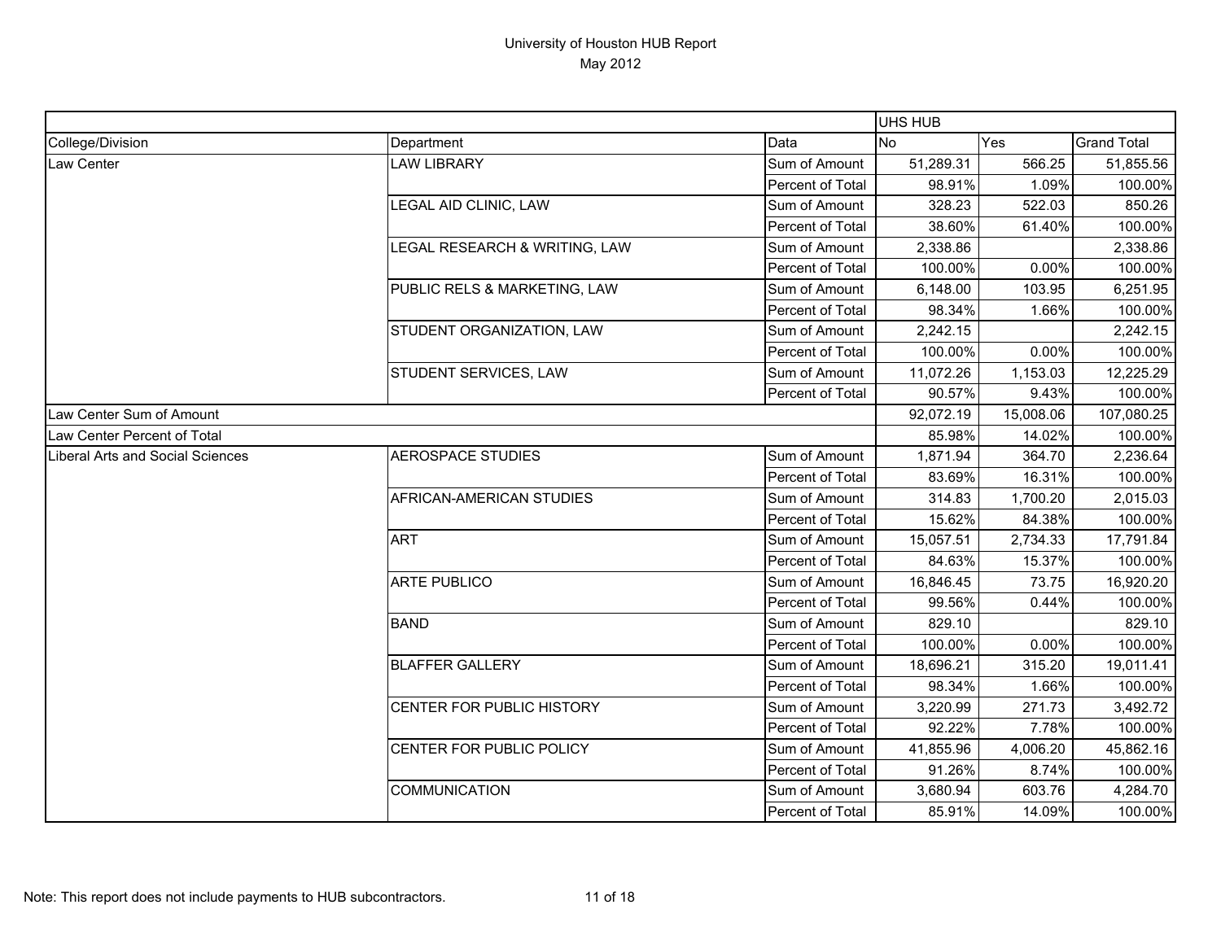University of Houston HUB Report

May 2012

| | | | UHS HUB | | |
|---|---|---|---|---|---|
| College/Division | Department | Data | No | Yes | Grand Total |
| Law Center | LAW LIBRARY | Sum of Amount | 51,289.31 | 566.25 | 51,855.56 |
| | | Percent of Total | 98.91% | 1.09% | 100.00% |
| | LEGAL AID CLINIC, LAW | Sum of Amount | 328.23 | 522.03 | 850.26 |
| | | Percent of Total | 38.60% | 61.40% | 100.00% |
| | LEGAL RESEARCH & WRITING, LAW | Sum of Amount | 2,338.86 | | 2,338.86 |
| | | Percent of Total | 100.00% | 0.00% | 100.00% |
| | PUBLIC RELS & MARKETING, LAW | Sum of Amount | 6,148.00 | 103.95 | 6,251.95 |
| | | Percent of Total | 98.34% | 1.66% | 100.00% |
| | STUDENT ORGANIZATION, LAW | Sum of Amount | 2,242.15 | | 2,242.15 |
| | | Percent of Total | 100.00% | 0.00% | 100.00% |
| | STUDENT SERVICES, LAW | Sum of Amount | 11,072.26 | 1,153.03 | 12,225.29 |
| | | Percent of Total | 90.57% | 9.43% | 100.00% |
| Law Center Sum of Amount | | | 92,072.19 | 15,008.06 | 107,080.25 |
| Law Center Percent of Total | | | 85.98% | 14.02% | 100.00% |
| Liberal Arts and Social Sciences | AEROSPACE STUDIES | Sum of Amount | 1,871.94 | 364.70 | 2,236.64 |
| | | Percent of Total | 83.69% | 16.31% | 100.00% |
| | AFRICAN-AMERICAN STUDIES | Sum of Amount | 314.83 | 1,700.20 | 2,015.03 |
| | | Percent of Total | 15.62% | 84.38% | 100.00% |
| | ART | Sum of Amount | 15,057.51 | 2,734.33 | 17,791.84 |
| | | Percent of Total | 84.63% | 15.37% | 100.00% |
| | ARTE PUBLICO | Sum of Amount | 16,846.45 | 73.75 | 16,920.20 |
| | | Percent of Total | 99.56% | 0.44% | 100.00% |
| | BAND | Sum of Amount | 829.10 | | 829.10 |
| | | Percent of Total | 100.00% | 0.00% | 100.00% |
| | BLAFFER GALLERY | Sum of Amount | 18,696.21 | 315.20 | 19,011.41 |
| | | Percent of Total | 98.34% | 1.66% | 100.00% |
| | CENTER FOR PUBLIC HISTORY | Sum of Amount | 3,220.99 | 271.73 | 3,492.72 |
| | | Percent of Total | 92.22% | 7.78% | 100.00% |
| | CENTER FOR PUBLIC POLICY | Sum of Amount | 41,855.96 | 4,006.20 | 45,862.16 |
| | | Percent of Total | 91.26% | 8.74% | 100.00% |
| | COMMUNICATION | Sum of Amount | 3,680.94 | 603.76 | 4,284.70 |
| | | Percent of Total | 85.91% | 14.09% | 100.00% |

Note: This report does not include payments to HUB subcontractors.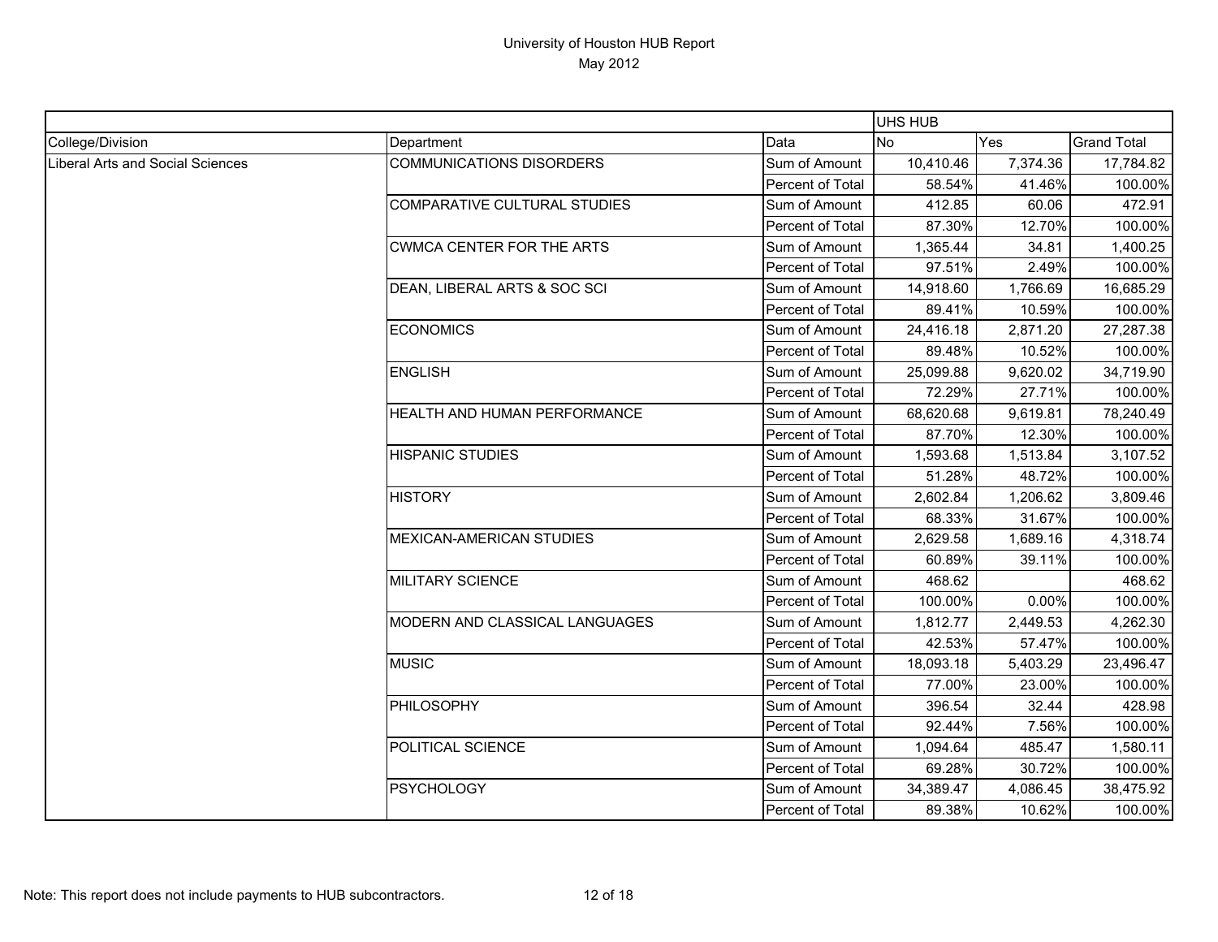# University of Houston HUB Report

May 2012

| | | | UHS HUB | | |
|---|---|---|---|---|---|
| College/Division | Department | Data | No | Yes | Grand Total |
| Liberal Arts and Social Sciences | COMMUNICATIONS DISORDERS | Sum of Amount | 10,410.46 | 7,374.36 | 17,784.82 |
| | | Percent of Total | 58.54% | 41.46% | 100.00% |
| | COMPARATIVE CULTURAL STUDIES | Sum of Amount | 412.85 | 60.06 | 472.91 |
| | | Percent of Total | 87.30% | 12.70% | 100.00% |
| | CWMCA CENTER FOR THE ARTS | Sum of Amount | 1,365.44 | 34.81 | 1,400.25 |
| | | Percent of Total | 97.51% | 2.49% | 100.00% |
| | DEAN, LIBERAL ARTS & SOC SCI | Sum of Amount | 14,918.60 | 1,766.69 | 16,685.29 |
| | | Percent of Total | 89.41% | 10.59% | 100.00% |
| | ECONOMICS | Sum of Amount | 24,416.18 | 2,871.20 | 27,287.38 |
| | | Percent of Total | 89.48% | 10.52% | 100.00% |
| | ENGLISH | Sum of Amount | 25,099.88 | 9,620.02 | 34,719.90 |
| | | Percent of Total | 72.29% | 27.71% | 100.00% |
| | HEALTH AND HUMAN PERFORMANCE | Sum of Amount | 68,620.68 | 9,619.81 | 78,240.49 |
| | | Percent of Total | 87.70% | 12.30% | 100.00% |
| | HISPANIC STUDIES | Sum of Amount | 1,593.68 | 1,513.84 | 3,107.52 |
| | | Percent of Total | 51.28% | 48.72% | 100.00% |
| | HISTORY | Sum of Amount | 2,602.84 | 1,206.62 | 3,809.46 |
| | | Percent of Total | 68.33% | 31.67% | 100.00% |
| | MEXICAN-AMERICAN STUDIES | Sum of Amount | 2,629.58 | 1,689.16 | 4,318.74 |
| | | Percent of Total | 60.89% | 39.11% | 100.00% |
| | MILITARY SCIENCE | Sum of Amount | 468.62 | | 468.62 |
| | | Percent of Total | 100.00% | 0.00% | 100.00% |
| | MODERN AND CLASSICAL LANGUAGES | Sum of Amount | 1,812.77 | 2,449.53 | 4,262.30 |
| | | Percent of Total | 42.53% | 57.47% | 100.00% |
| | MUSIC | Sum of Amount | 18,093.18 | 5,403.29 | 23,496.47 |
| | | Percent of Total | 77.00% | 23.00% | 100.00% |
| | PHILOSOPHY | Sum of Amount | 396.54 | 32.44 | 428.98 |
| | | Percent of Total | 92.44% | 7.56% | 100.00% |
| | POLITICAL SCIENCE | Sum of Amount | 1,094.64 | 485.47 | 1,580.11 |
| | | Percent of Total | 69.28% | 30.72% | 100.00% |
| | PSYCHOLOGY | Sum of Amount | 34,389.47 | 4,086.45 | 38,475.92 |
| | | Percent of Total | 89.38% | 10.62% | 100.00% |

Note: This report does not include payments to HUB subcontractors.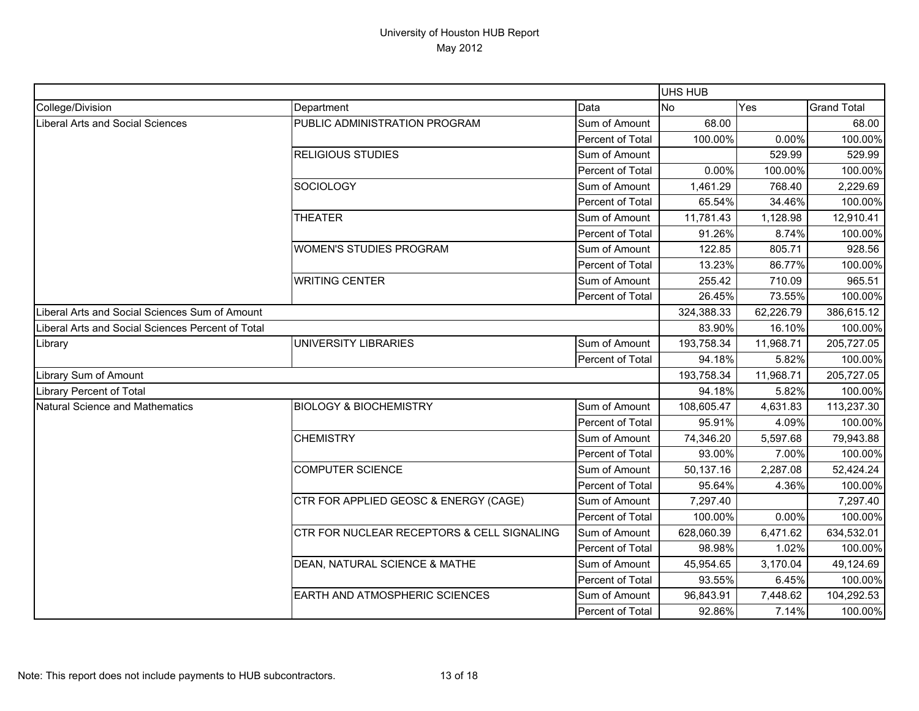# University of Houston HUB Report
May 2012

| | | | UHS HUB | | |
|---|---|---|---|---|---|
| College/Division | Department | Data | No | Yes | Grand Total |
| Liberal Arts and Social Sciences | PUBLIC ADMINISTRATION PROGRAM | Sum of Amount | 68.00 | | 68.00 |
| | | Percent of Total | 100.00% | 0.00% | 100.00% |
| | RELIGIOUS STUDIES | Sum of Amount | | 529.99 | 529.99 |
| | | Percent of Total | 0.00% | 100.00% | 100.00% |
| | SOCIOLOGY | Sum of Amount | 1,461.29 | 768.40 | 2,229.69 |
| | | Percent of Total | 65.54% | 34.46% | 100.00% |
| | THEATER | Sum of Amount | 11,781.43 | 1,128.98 | 12,910.41 |
| | | Percent of Total | 91.26% | 8.74% | 100.00% |
| | WOMEN'S STUDIES PROGRAM | Sum of Amount | 122.85 | 805.71 | 928.56 |
| | | Percent of Total | 13.23% | 86.77% | 100.00% |
| | WRITING CENTER | Sum of Amount | 255.42 | 710.09 | 965.51 |
| | | Percent of Total | 26.45% | 73.55% | 100.00% |
| Liberal Arts and Social Sciences Sum of Amount | | | 324,388.33 | 62,226.79 | 386,615.12 |
| Liberal Arts and Social Sciences Percent of Total | | | 83.90% | 16.10% | 100.00% |
| Library | UNIVERSITY LIBRARIES | Sum of Amount | 193,758.34 | 11,968.71 | 205,727.05 |
| | | Percent of Total | 94.18% | 5.82% | 100.00% |
| Library Sum of Amount | | | 193,758.34 | 11,968.71 | 205,727.05 |
| Library Percent of Total | | | 94.18% | 5.82% | 100.00% |
| Natural Science and Mathematics | BIOLOGY & BIOCHEMISTRY | Sum of Amount | 108,605.47 | 4,631.83 | 113,237.30 |
| | | Percent of Total | 95.91% | 4.09% | 100.00% |
| | CHEMISTRY | Sum of Amount | 74,346.20 | 5,597.68 | 79,943.88 |
| | | Percent of Total | 93.00% | 7.00% | 100.00% |
| | COMPUTER SCIENCE | Sum of Amount | 50,137.16 | 2,287.08 | 52,424.24 |
| | | Percent of Total | 95.64% | 4.36% | 100.00% |
| | CTR FOR APPLIED GEOSC & ENERGY (CAGE) | Sum of Amount | 7,297.40 | | 7,297.40 |
| | | Percent of Total | 100.00% | 0.00% | 100.00% |
| | CTR FOR NUCLEAR RECEPTORS & CELL SIGNALING | Sum of Amount | 628,060.39 | 6,471.62 | 634,532.01 |
| | | Percent of Total | 98.98% | 1.02% | 100.00% |
| | DEAN, NATURAL SCIENCE & MATHE | Sum of Amount | 45,954.65 | 3,170.04 | 49,124.69 |
| | | Percent of Total | 93.55% | 6.45% | 100.00% |
| | EARTH AND ATMOSPHERIC SCIENCES | Sum of Amount | 96,843.91 | 7,448.62 | 104,292.53 |
| | | Percent of Total | 92.86% | 7.14% | 100.00% |

Note: This report does not include payments to HUB subcontractors.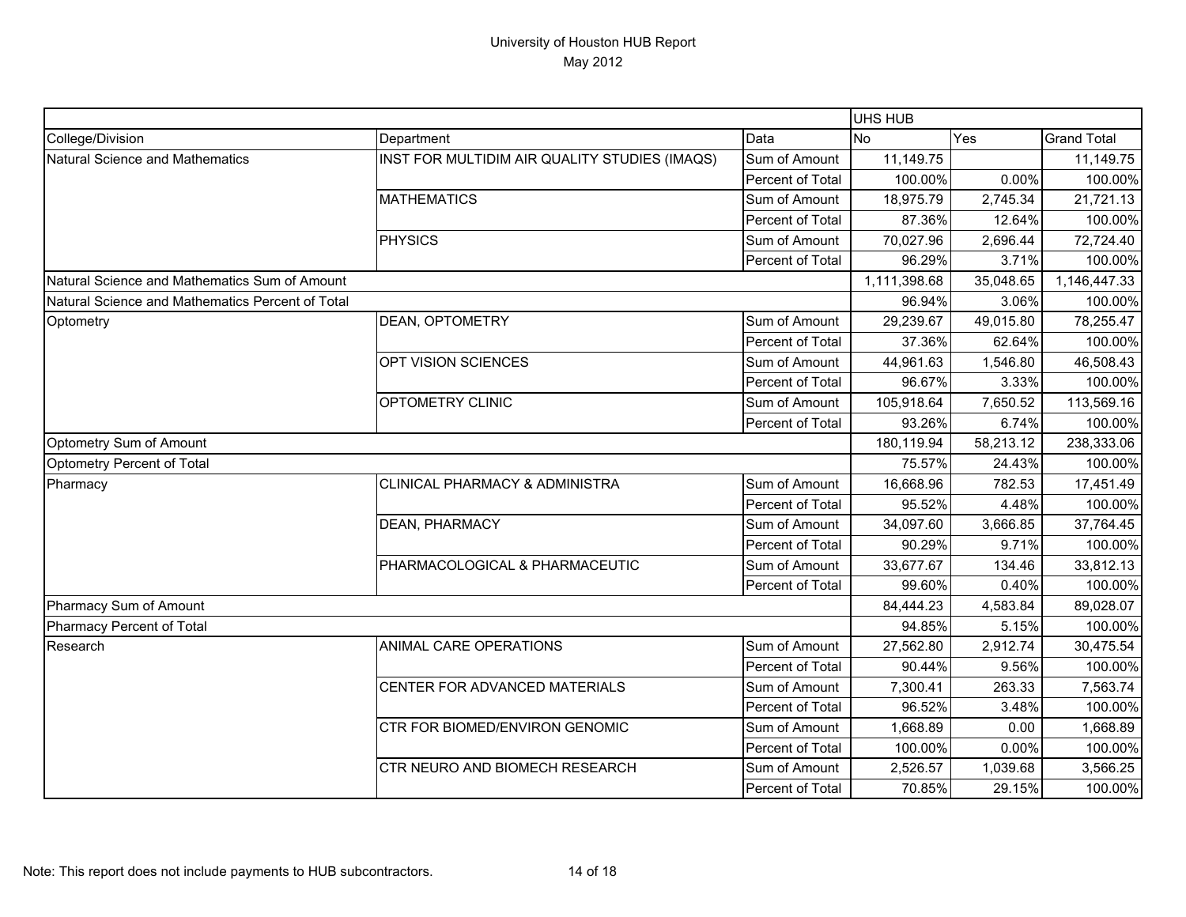University of Houston HUB Report
May 2012

| | | | UHS HUB | | |
|---|---|---|---|---|---|
| College/Division | Department | Data | No | Yes | Grand Total |
| Natural Science and Mathematics | INST FOR MULTIDIM AIR QUALITY STUDIES (IMAQS) | Sum of Amount | 11,149.75 | | 11,149.75 |
| | | Percent of Total | 100.00% | 0.00% | 100.00% |
| | MATHEMATICS | Sum of Amount | 18,975.79 | 2,745.34 | 21,721.13 |
| | | Percent of Total | 87.36% | 12.64% | 100.00% |
| | PHYSICS | Sum of Amount | 70,027.96 | 2,696.44 | 72,724.40 |
| | | Percent of Total | 96.29% | 3.71% | 100.00% |
| Natural Science and Mathematics Sum of Amount | | | 1,111,398.68 | 35,048.65 | 1,146,447.33 |
| Natural Science and Mathematics Percent of Total | | | 96.94% | 3.06% | 100.00% |
| Optometry | DEAN, OPTOMETRY | Sum of Amount | 29,239.67 | 49,015.80 | 78,255.47 |
| | | Percent of Total | 37.36% | 62.64% | 100.00% |
| | OPT VISION SCIENCES | Sum of Amount | 44,961.63 | 1,546.80 | 46,508.43 |
| | | Percent of Total | 96.67% | 3.33% | 100.00% |
| | OPTOMETRY CLINIC | Sum of Amount | 105,918.64 | 7,650.52 | 113,569.16 |
| | | Percent of Total | 93.26% | 6.74% | 100.00% |
| Optometry Sum of Amount | | | 180,119.94 | 58,213.12 | 238,333.06 |
| Optometry Percent of Total | | | 75.57% | 24.43% | 100.00% |
| Pharmacy | CLINICAL PHARMACY & ADMINISTRA | Sum of Amount | 16,668.96 | 782.53 | 17,451.49 |
| | | Percent of Total | 95.52% | 4.48% | 100.00% |
| | DEAN, PHARMACY | Sum of Amount | 34,097.60 | 3,666.85 | 37,764.45 |
| | | Percent of Total | 90.29% | 9.71% | 100.00% |
| | PHARMACOLOGICAL & PHARMACEUTIC | Sum of Amount | 33,677.67 | 134.46 | 33,812.13 |
| | | Percent of Total | 99.60% | 0.40% | 100.00% |
| Pharmacy Sum of Amount | | | 84,444.23 | 4,583.84 | 89,028.07 |
| Pharmacy Percent of Total | | | 94.85% | 5.15% | 100.00% |
| Research | ANIMAL CARE OPERATIONS | Sum of Amount | 27,562.80 | 2,912.74 | 30,475.54 |
| | | Percent of Total | 90.44% | 9.56% | 100.00% |
| | CENTER FOR ADVANCED MATERIALS | Sum of Amount | 7,300.41 | 263.33 | 7,563.74 |
| | | Percent of Total | 96.52% | 3.48% | 100.00% |
| | CTR FOR BIOMED/ENVIRON GENOMIC | Sum of Amount | 1,668.89 | 0.00 | 1,668.89 |
| | | Percent of Total | 100.00% | 0.00% | 100.00% |
| | CTR NEURO AND BIOMECH RESEARCH | Sum of Amount | 2,526.57 | 1,039.68 | 3,566.25 |
| | | Percent of Total | 70.85% | 29.15% | 100.00% |

Note: This report does not include payments to HUB subcontractors.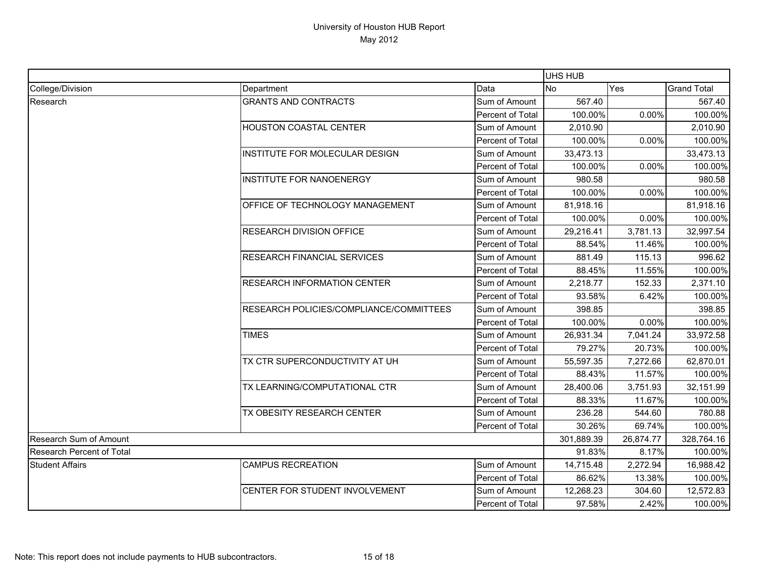# University of Houston HUB Report

May 2012

| | | | UHS HUB | | |
|---|---|---|---|---|---|
| College/Division | Department | Data | No | Yes | Grand Total |
| Research | GRANTS AND CONTRACTS | Sum of Amount | 567.40 | | 567.40 |
| | | Percent of Total | 100.00% | 0.00% | 100.00% |
| | HOUSTON COASTAL CENTER | Sum of Amount | 2,010.90 | | 2,010.90 |
| | | Percent of Total | 100.00% | 0.00% | 100.00% |
| | INSTITUTE FOR MOLECULAR DESIGN | Sum of Amount | 33,473.13 | | 33,473.13 |
| | | Percent of Total | 100.00% | 0.00% | 100.00% |
| | INSTITUTE FOR NANOENERGY | Sum of Amount | 980.58 | | 980.58 |
| | | Percent of Total | 100.00% | 0.00% | 100.00% |
| | OFFICE OF TECHNOLOGY MANAGEMENT | Sum of Amount | 81,918.16 | | 81,918.16 |
| | | Percent of Total | 100.00% | 0.00% | 100.00% |
| | RESEARCH DIVISION OFFICE | Sum of Amount | 29,216.41 | 3,781.13 | 32,997.54 |
| | | Percent of Total | 88.54% | 11.46% | 100.00% |
| | RESEARCH FINANCIAL SERVICES | Sum of Amount | 881.49 | 115.13 | 996.62 |
| | | Percent of Total | 88.45% | 11.55% | 100.00% |
| | RESEARCH INFORMATION CENTER | Sum of Amount | 2,218.77 | 152.33 | 2,371.10 |
| | | Percent of Total | 93.58% | 6.42% | 100.00% |
| | RESEARCH POLICIES/COMPLIANCE/COMMITTEES | Sum of Amount | 398.85 | | 398.85 |
| | | Percent of Total | 100.00% | 0.00% | 100.00% |
| | TIMES | Sum of Amount | 26,931.34 | 7,041.24 | 33,972.58 |
| | | Percent of Total | 79.27% | 20.73% | 100.00% |
| | TX CTR SUPERCONDUCTIVITY AT UH | Sum of Amount | 55,597.35 | 7,272.66 | 62,870.01 |
| | | Percent of Total | 88.43% | 11.57% | 100.00% |
| | TX LEARNING/COMPUTATIONAL CTR | Sum of Amount | 28,400.06 | 3,751.93 | 32,151.99 |
| | | Percent of Total | 88.33% | 11.67% | 100.00% |
| | TX OBESITY RESEARCH CENTER | Sum of Amount | 236.28 | 544.60 | 780.88 |
| | | Percent of Total | 30.26% | 69.74% | 100.00% |
| Research Sum of Amount | | | 301,889.39 | 26,874.77 | 328,764.16 |
| Research Percent of Total | | | 91.83% | 8.17% | 100.00% |
| Student Affairs | CAMPUS RECREATION | Sum of Amount | 14,715.48 | 2,272.94 | 16,988.42 |
| | | Percent of Total | 86.62% | 13.38% | 100.00% |
| | CENTER FOR STUDENT INVOLVEMENT | Sum of Amount | 12,268.23 | 304.60 | 12,572.83 |
| | | Percent of Total | 97.58% | 2.42% | 100.00% |

Note: This report does not include payments to HUB subcontractors.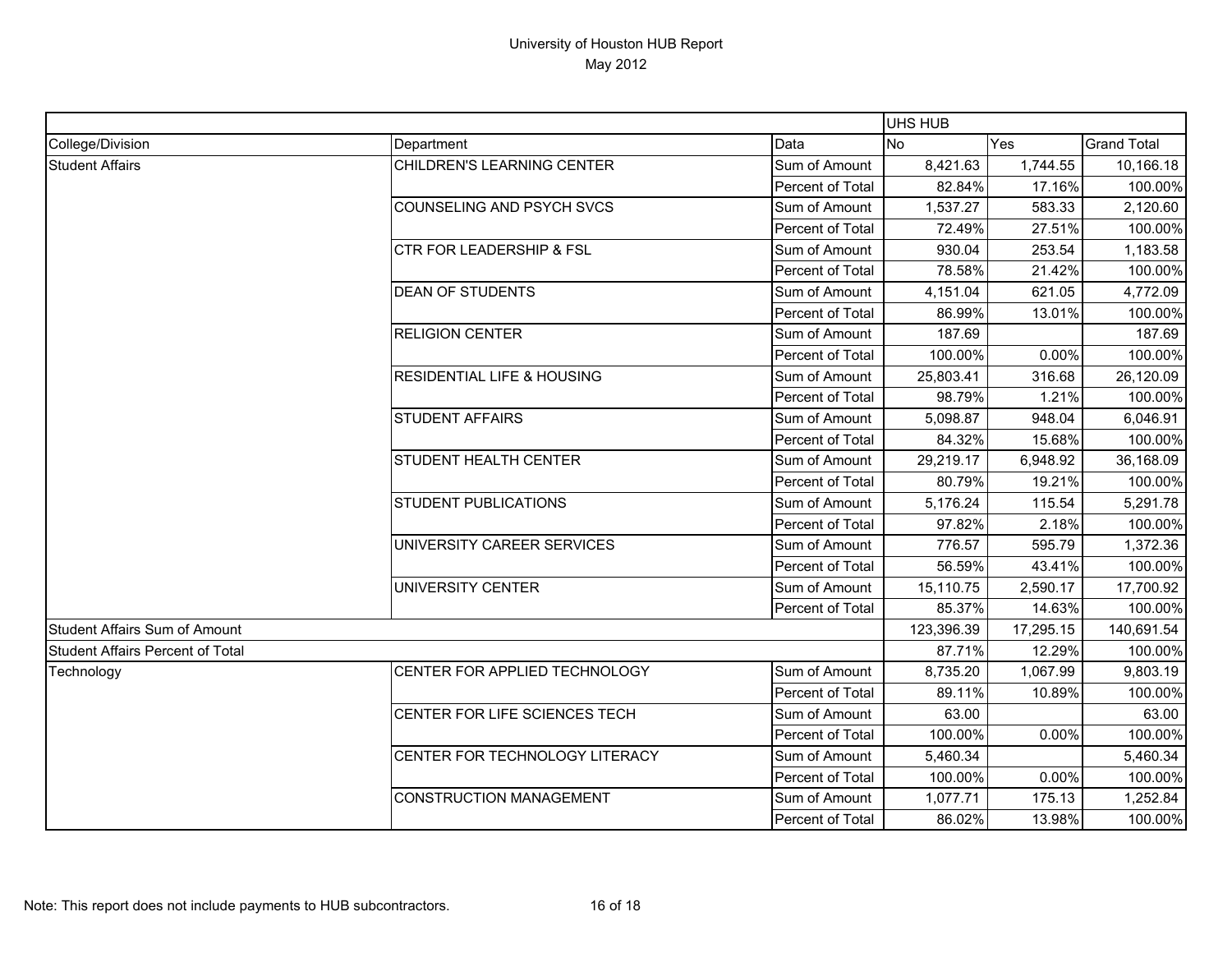University of Houston HUB Report
May 2012

| | | | UHS HUB | | |
|---|---|---|---|---|---|
| College/Division | Department | Data | No | Yes | Grand Total |
| Student Affairs | CHILDREN'S LEARNING CENTER | Sum of Amount | 8,421.63 | 1,744.55 | 10,166.18 |
| | | Percent of Total | 82.84% | 17.16% | 100.00% |
| | COUNSELING AND PSYCH SVCS | Sum of Amount | 1,537.27 | 583.33 | 2,120.60 |
| | | Percent of Total | 72.49% | 27.51% | 100.00% |
| | CTR FOR LEADERSHIP & FSL | Sum of Amount | 930.04 | 253.54 | 1,183.58 |
| | | Percent of Total | 78.58% | 21.42% | 100.00% |
| | DEAN OF STUDENTS | Sum of Amount | 4,151.04 | 621.05 | 4,772.09 |
| | | Percent of Total | 86.99% | 13.01% | 100.00% |
| | RELIGION CENTER | Sum of Amount | 187.69 | | 187.69 |
| | | Percent of Total | 100.00% | 0.00% | 100.00% |
| | RESIDENTIAL LIFE & HOUSING | Sum of Amount | 25,803.41 | 316.68 | 26,120.09 |
| | | Percent of Total | 98.79% | 1.21% | 100.00% |
| | STUDENT AFFAIRS | Sum of Amount | 5,098.87 | 948.04 | 6,046.91 |
| | | Percent of Total | 84.32% | 15.68% | 100.00% |
| | STUDENT HEALTH CENTER | Sum of Amount | 29,219.17 | 6,948.92 | 36,168.09 |
| | | Percent of Total | 80.79% | 19.21% | 100.00% |
| | STUDENT PUBLICATIONS | Sum of Amount | 5,176.24 | 115.54 | 5,291.78 |
| | | Percent of Total | 97.82% | 2.18% | 100.00% |
| | UNIVERSITY CAREER SERVICES | Sum of Amount | 776.57 | 595.79 | 1,372.36 |
| | | Percent of Total | 56.59% | 43.41% | 100.00% |
| | UNIVERSITY CENTER | Sum of Amount | 15,110.75 | 2,590.17 | 17,700.92 |
| | | Percent of Total | 85.37% | 14.63% | 100.00% |
| Student Affairs Sum of Amount | | | 123,396.39 | 17,295.15 | 140,691.54 |
| Student Affairs Percent of Total | | | 87.71% | 12.29% | 100.00% |
| Technology | CENTER FOR APPLIED TECHNOLOGY | Sum of Amount | 8,735.20 | 1,067.99 | 9,803.19 |
| | | Percent of Total | 89.11% | 10.89% | 100.00% |
| | CENTER FOR LIFE SCIENCES TECH | Sum of Amount | 63.00 | | 63.00 |
| | | Percent of Total | 100.00% | 0.00% | 100.00% |
| | CENTER FOR TECHNOLOGY LITERACY | Sum of Amount | 5,460.34 | | 5,460.34 |
| | | Percent of Total | 100.00% | 0.00% | 100.00% |
| | CONSTRUCTION MANAGEMENT | Sum of Amount | 1,077.71 | 175.13 | 1,252.84 |
| | | Percent of Total | 86.02% | 13.98% | 100.00% |

Note: This report does not include payments to HUB subcontractors.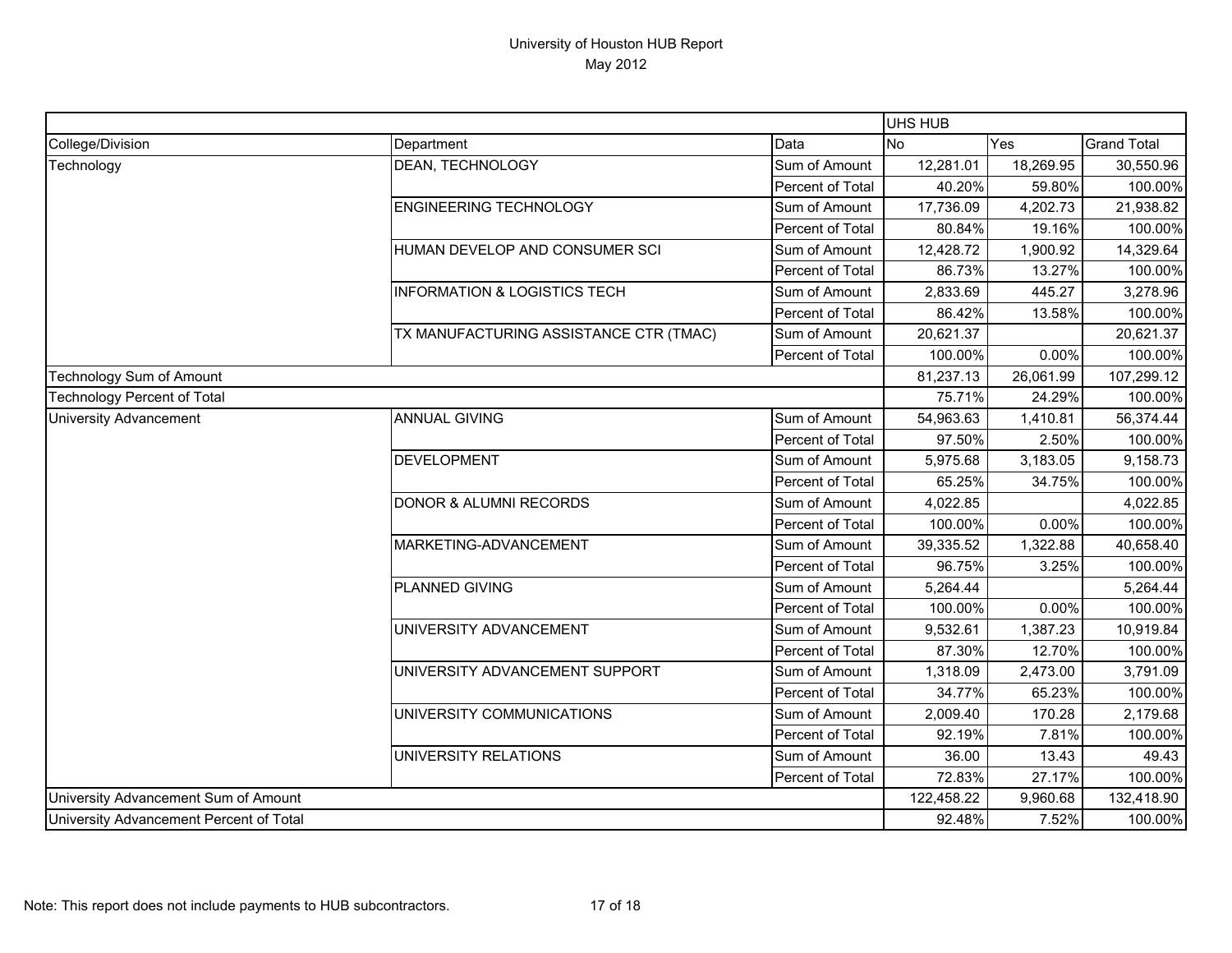# University of Houston HUB Report

May 2012

| | | | UHS HUB | | |
|---|---|---|---|---|---|
| College/Division | Department | Data | No | Yes | Grand Total |
| Technology | DEAN, TECHNOLOGY | Sum of Amount | 12,281.01 | 18,269.95 | 30,550.96 |
| | | Percent of Total | 40.20% | 59.80% | 100.00% |
| | ENGINEERING TECHNOLOGY | Sum of Amount | 17,736.09 | 4,202.73 | 21,938.82 |
| | | Percent of Total | 80.84% | 19.16% | 100.00% |
| | HUMAN DEVELOP AND CONSUMER SCI | Sum of Amount | 12,428.72 | 1,900.92 | 14,329.64 |
| | | Percent of Total | 86.73% | 13.27% | 100.00% |
| | INFORMATION & LOGISTICS TECH | Sum of Amount | 2,833.69 | 445.27 | 3,278.96 |
| | | Percent of Total | 86.42% | 13.58% | 100.00% |
| | TX MANUFACTURING ASSISTANCE CTR (TMAC) | Sum of Amount | 20,621.37 | | 20,621.37 |
| | | Percent of Total | 100.00% | 0.00% | 100.00% |
| Technology Sum of Amount | | | 81,237.13 | 26,061.99 | 107,299.12 |
| Technology Percent of Total | | | 75.71% | 24.29% | 100.00% |
| University Advancement | ANNUAL GIVING | Sum of Amount | 54,963.63 | 1,410.81 | 56,374.44 |
| | | Percent of Total | 97.50% | 2.50% | 100.00% |
| | DEVELOPMENT | Sum of Amount | 5,975.68 | 3,183.05 | 9,158.73 |
| | | Percent of Total | 65.25% | 34.75% | 100.00% |
| | DONOR & ALUMNI RECORDS | Sum of Amount | 4,022.85 | | 4,022.85 |
| | | Percent of Total | 100.00% | 0.00% | 100.00% |
| | MARKETING-ADVANCEMENT | Sum of Amount | 39,335.52 | 1,322.88 | 40,658.40 |
| | | Percent of Total | 96.75% | 3.25% | 100.00% |
| | PLANNED GIVING | Sum of Amount | 5,264.44 | | 5,264.44 |
| | | Percent of Total | 100.00% | 0.00% | 100.00% |
| | UNIVERSITY ADVANCEMENT | Sum of Amount | 9,532.61 | 1,387.23 | 10,919.84 |
| | | Percent of Total | 87.30% | 12.70% | 100.00% |
| | UNIVERSITY ADVANCEMENT SUPPORT | Sum of Amount | 1,318.09 | 2,473.00 | 3,791.09 |
| | | Percent of Total | 34.77% | 65.23% | 100.00% |
| | UNIVERSITY COMMUNICATIONS | Sum of Amount | 2,009.40 | 170.28 | 2,179.68 |
| | | Percent of Total | 92.19% | 7.81% | 100.00% |
| | UNIVERSITY RELATIONS | Sum of Amount | 36.00 | 13.43 | 49.43 |
| | | Percent of Total | 72.83% | 27.17% | 100.00% |
| University Advancement Sum of Amount | | | 122,458.22 | 9,960.68 | 132,418.90 |
| University Advancement Percent of Total | | | 92.48% | 7.52% | 100.00% |

Note: This report does not include payments to HUB subcontractors.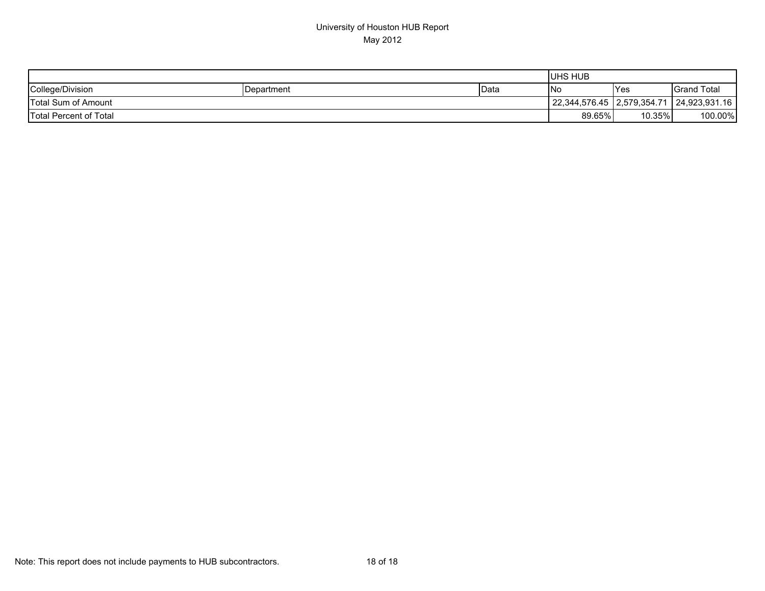University of Houston HUB Report
May 2012

| | | | UHS HUB | | |
|---|---|---|---|---|---|
| College/Division | Department | Data | No | Yes | Grand Total |
| Total Sum of Amount | | | 22,344,576.45 | 2,579,354.71 | 24,923,931.16 |
| Total Percent of Total | | | 89.65% | 10.35% | 100.00% |

Note: This report does not include payments to HUB subcontractors.